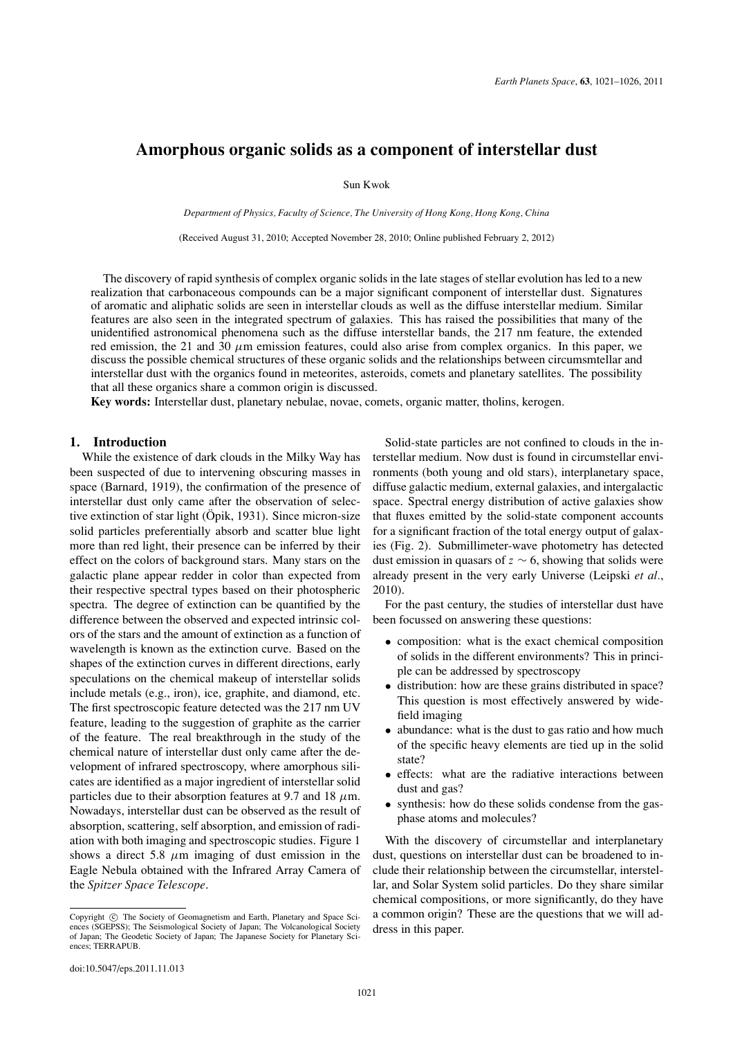# Amorphous organic solids as a component of interstellar dust

Sun Kwok

*Department of Physics, Faculty of Science, The University of Hong Kong, Hong Kong, China*

(Received August 31, 2010; Accepted November 28, 2010; Online published February 2, 2012)

The discovery of rapid synthesis of complex organic solids in the late stages of stellar evolution has led to a new realization that carbonaceous compounds can be a major significant component of interstellar dust. Signatures of aromatic and aliphatic solids are seen in interstellar clouds as well as the diffuse interstellar medium. Similar features are also seen in the integrated spectrum of galaxies. This has raised the possibilities that many of the unidentified astronomical phenomena such as the diffuse interstellar bands, the 217 nm feature, the extended red emission, the 21 and 30 $\mu$m emission features, could also arise from complex organics. In this paper, we discuss the possible chemical structures of these organic solids and the relationships between circumsmtellar and interstellar dust with the organics found in meteorites, asteroids, comets and planetary satellites. The possibility that all these organics share a common origin is discussed.

**Key words:** Interstellar dust, planetary nebulae, novae, comets, organic matter, tholins, kerogen.

## 1. Introduction

While the existence of dark clouds in the Milky Way has been suspected of due to intervening obscuring masses in space (Barnard, 1919), the confirmation of the presence of interstellar dust only came after the observation of selective extinction of star light (Öpik, 1931). Since micron-size solid particles preferentially absorb and scatter blue light more than red light, their presence can be inferred by their effect on the colors of background stars. Many stars on the galactic plane appear redder in color than expected from their respective spectral types based on their photospheric spectra. The degree of extinction can be quantified by the difference between the observed and expected intrinsic colors of the stars and the amount of extinction as a function of wavelength is known as the extinction curve. Based on the shapes of the extinction curves in different directions, early speculations on the chemical makeup of interstellar solids include metals (e.g., iron), ice, graphite, and diamond, etc. The first spectroscopic feature detected was the 217 nm UV feature, leading to the suggestion of graphite as the carrier of the feature. The real breakthrough in the study of the chemical nature of interstellar dust only came after the development of infrared spectroscopy, where amorphous silicates are identified as a major ingredient of interstellar solid particles due to their absorption features at 9.7 and 18 $\mu$m. Nowadays, interstellar dust can be observed as the result of absorption, scattering, self absorption, and emission of radiation with both imaging and spectroscopic studies. Figure 1 shows a direct 5.8 $\mu$m imaging of dust emission in the Eagle Nebula obtained with the Infrared Array Camera of the *Spitzer Space Telescope*.

Solid-state particles are not confined to clouds in the interstellar medium. Now dust is found in circumstellar environments (both young and old stars), interplanetary space, diffuse galactic medium, external galaxies, and intergalactic space. Spectral energy distribution of active galaxies show that fluxes emitted by the solid-state component accounts for a significant fraction of the total energy output of galaxies (Fig. 2). Submillimeter-wave photometry has detected dust emission in quasars of $z \sim 6$, showing that solids were already present in the very early Universe (Leipski *et al.*, 2010).

For the past century, the studies of interstellar dust have been focussed on answering these questions:

- composition: what is the exact chemical composition of solids in the different environments? This in principle can be addressed by spectroscopy
- distribution: how are these grains distributed in space? This question is most effectively answered by wide-field imaging
- abundance: what is the dust to gas ratio and how much of the specific heavy elements are tied up in the solid state?
- effects: what are the radiative interactions between dust and gas?
- synthesis: how do these solids condense from the gas-phase atoms and molecules?

With the discovery of circumstellar and interplanetary dust, questions on interstellar dust can be broadened to include their relationship between the circumstellar, interstellar, and Solar System solid particles. Do they share similar chemical compositions, or more significantly, do they have a common origin? These are the questions that we will address in this paper.

Copyright © The Society of Geomagnetism and Earth, Planetary and Space Sciences (SGEPSS); The Seismological Society of Japan; The Volcanological Society of Japan; The Geodetic Society of Japan; The Japanese Society for Planetary Sciences; TERRAPUB.

doi:10.5047/eps.2011.11.013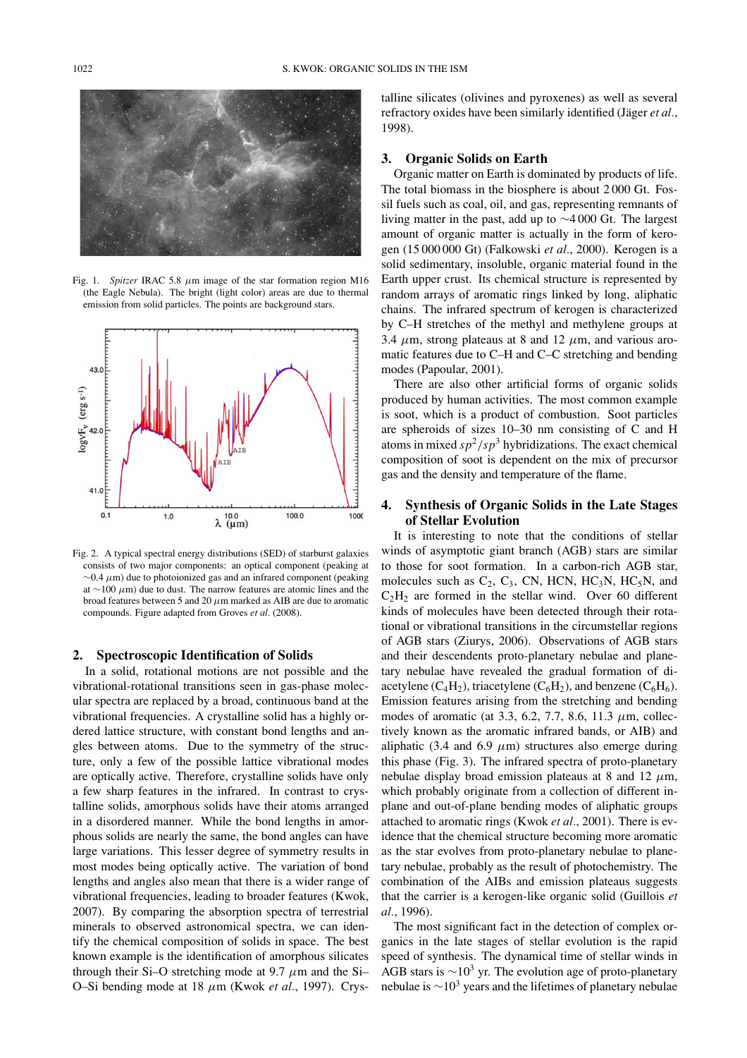Fig. 1. *Spitzer* IRAC 5.8 $\mu$m image of the star formation region M16 (the Eagle Nebula). The bright (light color) areas are due to thermal emission from solid particles. The points are background stars.

Fig. 2. A typical spectral energy distributions (SED) of starburst galaxies consists of two major components: an optical component (peaking at $\sim$0.4 $\mu$m) due to photoionized gas and an infrared component (peaking at $\sim$100 $\mu$m) due to dust. The narrow features are atomic lines and the broad features between 5 and 20 $\mu$m marked as AIB are due to aromatic compounds. Figure adapted from Groves *et al*. (2008).

## 2. Spectroscopic Identification of Solids

In a solid, rotational motions are not possible and the vibrational-rotational transitions seen in gas-phase molecular spectra are replaced by a broad, continuous band at the vibrational frequencies. A crystalline solid has a highly ordered lattice structure, with constant bond lengths and angles between atoms. Due to the symmetry of the structure, only a few of the possible lattice vibrational modes are optically active. Therefore, crystalline solids have only a few sharp features in the infrared. In contrast to crystalline solids, amorphous solids have their atoms arranged in a disordered manner. While the bond lengths in amorphous solids are nearly the same, the bond angles can have large variations. This lesser degree of symmetry results in most modes being optically active. The variation of bond lengths and angles also mean that there is a wider range of vibrational frequencies, leading to broader features (Kwok, 2007). By comparing the absorption spectra of terrestrial minerals to observed astronomical spectra, we can identify the chemical composition of solids in space. The best known example is the identification of amorphous silicates through their Si–O stretching mode at 9.7 $\mu$m and the Si–O–Si bending mode at 18 $\mu$m (Kwok *et al*., 1997). Crystalline silicates (olivines and pyroxenes) as well as several refractory oxides have been similarly identified (Jäger *et al*., 1998).

## 3. Organic Solids on Earth

Organic matter on Earth is dominated by products of life. The total biomass in the biosphere is about 2 000 Gt. Fossil fuels such as coal, oil, and gas, representing remnants of living matter in the past, add up to $\sim$4 000 Gt. The largest amount of organic matter is actually in the form of kerogen (15 000 000 Gt) (Falkowski *et al*., 2000). Kerogen is a solid sedimentary, insoluble, organic material found in the Earth upper crust. Its chemical structure is represented by random arrays of aromatic rings linked by long, aliphatic chains. The infrared spectrum of kerogen is characterized by C–H stretches of the methyl and methylene groups at 3.4 $\mu$m, strong plateaus at 8 and 12 $\mu$m, and various aromatic features due to C–H and C–C stretching and bending modes (Papoular, 2001).

There are also other artificial forms of organic solids produced by human activities. The most common example is soot, which is a product of combustion. Soot particles are spheroids of sizes 10–30 nm consisting of C and H atoms in mixed $sp^2/sp^3$ hybridizations. The exact chemical composition of soot is dependent on the mix of precursor gas and the density and temperature of the flame.

## 4. Synthesis of Organic Solids in the Late Stages of Stellar Evolution

It is interesting to note that the conditions of stellar winds of asymptotic giant branch (AGB) stars are similar to those for soot formation. In a carbon-rich AGB star, molecules such as $C_2$, $C_3$, CN, HCN, $HC_3N$, $HC_5N$, and $C_2H_2$ are formed in the stellar wind. Over 60 different kinds of molecules have been detected through their rotational or vibrational transitions in the circumstellar regions of AGB stars (Ziurys, 2006). Observations of AGB stars and their descendents proto-planetary nebulae and planetary nebulae have revealed the gradual formation of diacetylene ($C_4H_2$), triacetylene ($C_6H_2$), and benzene ($C_6H_6$). Emission features arising from the stretching and bending modes of aromatic (at 3.3, 6.2, 7.7, 8.6, 11.3 $\mu$m, collectively known as the aromatic infrared bands, or AIB) and aliphatic (3.4 and 6.9 $\mu$m) structures also emerge during this phase (Fig. 3). The infrared spectra of proto-planetary nebulae display broad emission plateaus at 8 and 12 $\mu$m, which probably originate from a collection of different in-plane and out-of-plane bending modes of aliphatic groups attached to aromatic rings (Kwok *et al*., 2001). There is evidence that the chemical structure becoming more aromatic as the star evolves from proto-planetary nebulae to planetary nebulae, probably as the result of photochemistry. The combination of the AIBs and emission plateaus suggests that the carrier is a kerogen-like organic solid (Guillois *et al*., 1996).

The most significant fact in the detection of complex organics in the late stages of stellar evolution is the rapid speed of synthesis. The dynamical time of stellar winds in AGB stars is $\sim 10^3$ yr. The evolution age of proto-planetary nebulae is $\sim 10^3$ years and the lifetimes of planetary nebulae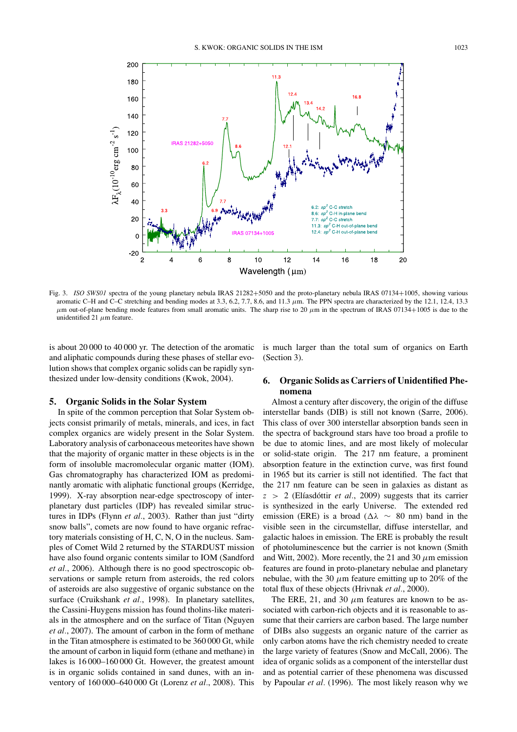Fig. 3. *ISO SWS01* spectra of the young planetary nebula IRAS 21282+5050 and the proto-planetary nebula IRAS 07134+1005, showing various aromatic C–H and C–C stretching and bending modes at 3.3, 6.2, 7.7, 8.6, and 11.3 $\mu$m. The PPN spectra are characterized by the 12.1, 12.4, 13.3 $\mu$m out-of-plane bending mode features from small aromatic units. The sharp rise to 20 $\mu$m in the spectrum of IRAS 07134+1005 is due to the unidentified 21 $\mu$m feature.

is about 20 000 to 40 000 yr. The detection of the aromatic and aliphatic compounds during these phases of stellar evolution shows that complex organic solids can be rapidly synthesized under low-density conditions (Kwok, 2004).

## 5. Organic Solids in the Solar System

In spite of the common perception that Solar System objects consist primarily of metals, minerals, and ices, in fact complex organics are widely present in the Solar System. Laboratory analysis of carbonaceous meteorites have shown that the majority of organic matter in these objects is in the form of insoluble macromolecular organic matter (IOM). Gas chromatography has characterized IOM as predominantly aromatic with aliphatic functional groups (Kerridge, 1999). X-ray absorption near-edge spectroscopy of interplanetary dust particles (IDP) has revealed similar structures in IDPs (Flynn *et al.*, 2003). Rather than just "dirty snow balls", comets are now found to have organic refractory materials consisting of H, C, N, O in the nucleus. Samples of Comet Wild 2 returned by the STARDUST mission have also found organic contents similar to IOM (Sandford *et al.*, 2006). Although there is no good spectroscopic observations or sample return from asteroids, the red colors of asteroids are also suggestive of organic substance on the surface (Cruikshank *et al.*, 1998). In planetary satellites, the Cassini-Huygens mission has found tholins-like materials in the atmosphere and on the surface of Titan (Nguyen *et al.*, 2007). The amount of carbon in the form of methane in the Titan atmosphere is estimated to be 360 000 Gt, while the amount of carbon in liquid form (ethane and methane) in lakes is 16 000–160 000 Gt. However, the greatest amount is in organic solids contained in sand dunes, with an inventory of 160 000–640 000 Gt (Lorenz *et al.*, 2008). This is much larger than the total sum of organics on Earth (Section 3).

## 6. Organic Solids as Carriers of Unidentified Phenomena

Almost a century after discovery, the origin of the diffuse interstellar bands (DIB) is still not known (Sarre, 2006). This class of over 300 interstellar absorption bands seen in the spectra of background stars have too broad a profile to be due to atomic lines, and are most likely of molecular or solid-state origin. The 217 nm feature, a prominent absorption feature in the extinction curve, was first found in 1965 but its carrier is still not identified. The fact that the 217 nm feature can be seen in galaxies as distant as $z > 2$ (Elíasdóttir *et al.*, 2009) suggests that its carrier is synthesized in the early Universe. The extended red emission (ERE) is a broad ($\Delta\lambda \sim 80$ nm) band in the visible seen in the circumstellar, diffuse interstellar, and galactic haloes in emission. The ERE is probably the result of photoluminescence but the carrier is not known (Smith and Witt, 2002). More recently, the 21 and 30 $\mu$m emission features are found in proto-planetary nebulae and planetary nebulae, with the 30 $\mu$m feature emitting up to 20% of the total flux of these objects (Hrivnak *et al.*, 2000).

The ERE, 21, and 30 $\mu$m features are known to be associated with carbon-rich objects and it is reasonable to assume that their carriers are carbon based. The large number of DIBs also suggests an organic nature of the carrier as only carbon atoms have the rich chemistry needed to create the large variety of features (Snow and McCall, 2006). The idea of organic solids as a component of the interstellar dust and as potential carrier of these phenomena was discussed by Papoular *et al.* (1996). The most likely reason why we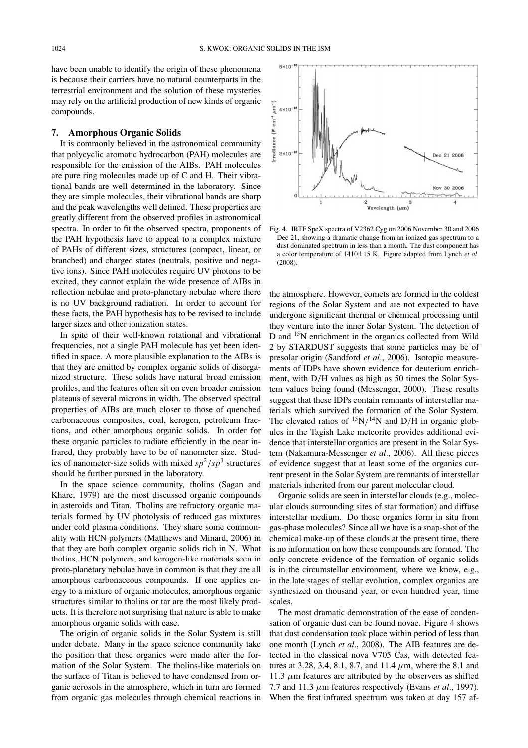have been unable to identify the origin of these phenomena is because their carriers have no natural counterparts in the terrestrial environment and the solution of these mysteries may rely on the artificial production of new kinds of organic compounds.

## 7. Amorphous Organic Solids

It is commonly believed in the astronomical community that polycyclic aromatic hydrocarbon (PAH) molecules are responsible for the emission of the AIBs. PAH molecules are pure ring molecules made up of C and H. Their vibrational bands are well determined in the laboratory. Since they are simple molecules, their vibrational bands are sharp and the peak wavelengths well defined. These properties are greatly different from the observed profiles in astronomical spectra. In order to fit the observed spectra, proponents of the PAH hypothesis have to appeal to a complex mixture of PAHs of different sizes, structures (compact, linear, or branched) and charged states (neutrals, positive and negative ions). Since PAH molecules require UV photons to be excited, they cannot explain the wide presence of AIBs in reflection nebulae and proto-planetary nebulae where there is no UV background radiation. In order to account for these facts, the PAH hypothesis has to be revised to include larger sizes and other ionization states.

In spite of their well-known rotational and vibrational frequencies, not a single PAH molecule has yet been identified in space. A more plausible explanation to the AIBs is that they are emitted by complex organic solids of disorganized structure. These solids have natural broad emission profiles, and the features often sit on even broader emission plateaus of several microns in width. The observed spectral properties of AIBs are much closer to those of quenched carbonaceous composites, coal, kerogen, petroleum fractions, and other amorphous organic solids. In order for these organic particles to radiate efficiently in the near infrared, they probably have to be of nanometer size. Studies of nanometer-size solids with mixed $sp^2/sp^3$ structures should be further pursued in the laboratory.

In the space science community, tholins (Sagan and Khare, 1979) are the most discussed organic compounds in asteroids and Titan. Tholins are refractory organic materials formed by UV photolysis of reduced gas mixtures under cold plasma conditions. They share some commonality with HCN polymers (Matthews and Minard, 2006) in that they are both complex organic solids rich in N. What tholins, HCN polymers, and kerogen-like materials seen in proto-planetary nebulae have in common is that they are all amorphous carbonaceous compounds. If one applies energy to a mixture of organic molecules, amorphous organic structures similar to tholins or tar are the most likely products. It is therefore not surprising that nature is able to make amorphous organic solids with ease.

The origin of organic solids in the Solar System is still under debate. Many in the space science community take the position that these organics were made after the formation of the Solar System. The tholins-like materials on the surface of Titan is believed to have condensed from organic aerosols in the atmosphere, which in turn are formed from organic gas molecules through chemical reactions in the atmosphere. However, comets are formed in the coldest regions of the Solar System and are not expected to have undergone significant thermal or chemical processing until they venture into the inner Solar System. The detection of D and $^{15}N$ enrichment in the organics collected from Wild 2 by STARDUST suggests that some particles may be of presolar origin (Sandford *et al*., 2006). Isotopic measurements of IDPs have shown evidence for deuterium enrichment, with D/H values as high as 50 times the Solar System values being found (Messenger, 2000). These results suggest that these IDPs contain remnants of interstellar materials which survived the formation of the Solar System. The elevated ratios of $^{15}N/^{14}N$ and D/H in organic globules in the Tagish Lake meteorite provides additional evidence that interstellar organics are present in the Solar System (Nakamura-Messenger *et al*., 2006). All these pieces of evidence suggest that at least some of the organics current present in the Solar System are remnants of interstellar materials inherited from our parent molecular cloud.

Irradiance (W cm$^{-2}$ $\mu$m$^{-1}$)
6×10$^{-16}$
4×10$^{-16}$
2×10$^{-16}$
0
Dec 21 2006
Nov 30 2006
1
2
3
4
Wavelength ($\mu$m)

Fig. 4. IRTF SpeX spectra of V2362 Cyg on 2006 November 30 and 2006 Dec 21, showing a dramatic change from an ionized gas spectrum to a dust dominated spectrum in less than a month. The dust component has a color temperature of 1410±15 K. Figure adapted from Lynch *et al*. (2008).

Organic solids are seen in interstellar clouds (e.g., molecular clouds surrounding sites of star formation) and diffuse interstellar medium. Do these organics form in situ from gas-phase molecules? Since all we have is a snap-shot of the chemical make-up of these clouds at the present time, there is no information on how these compounds are formed. The only concrete evidence of the formation of organic solids is in the circumstellar environment, where we know, e.g., in the late stages of stellar evolution, complex organics are synthesized on thousand year, or even hundred year, time scales.

The most dramatic demonstration of the ease of condensation of organic dust can be found novae. Figure 4 shows that dust condensation took place within period of less than one month (Lynch *et al*., 2008). The AIB features are detected in the classical nova V705 Cas, with detected features at 3.28, 3.4, 8.1, 8.7, and 11.4 $\mu$m, where the 8.1 and 11.3 $\mu$m features are attributed by the observers as shifted 7.7 and 11.3 $\mu$m features respectively (Evans *et al*., 1997). When the first infrared spectrum was taken at day 157 af-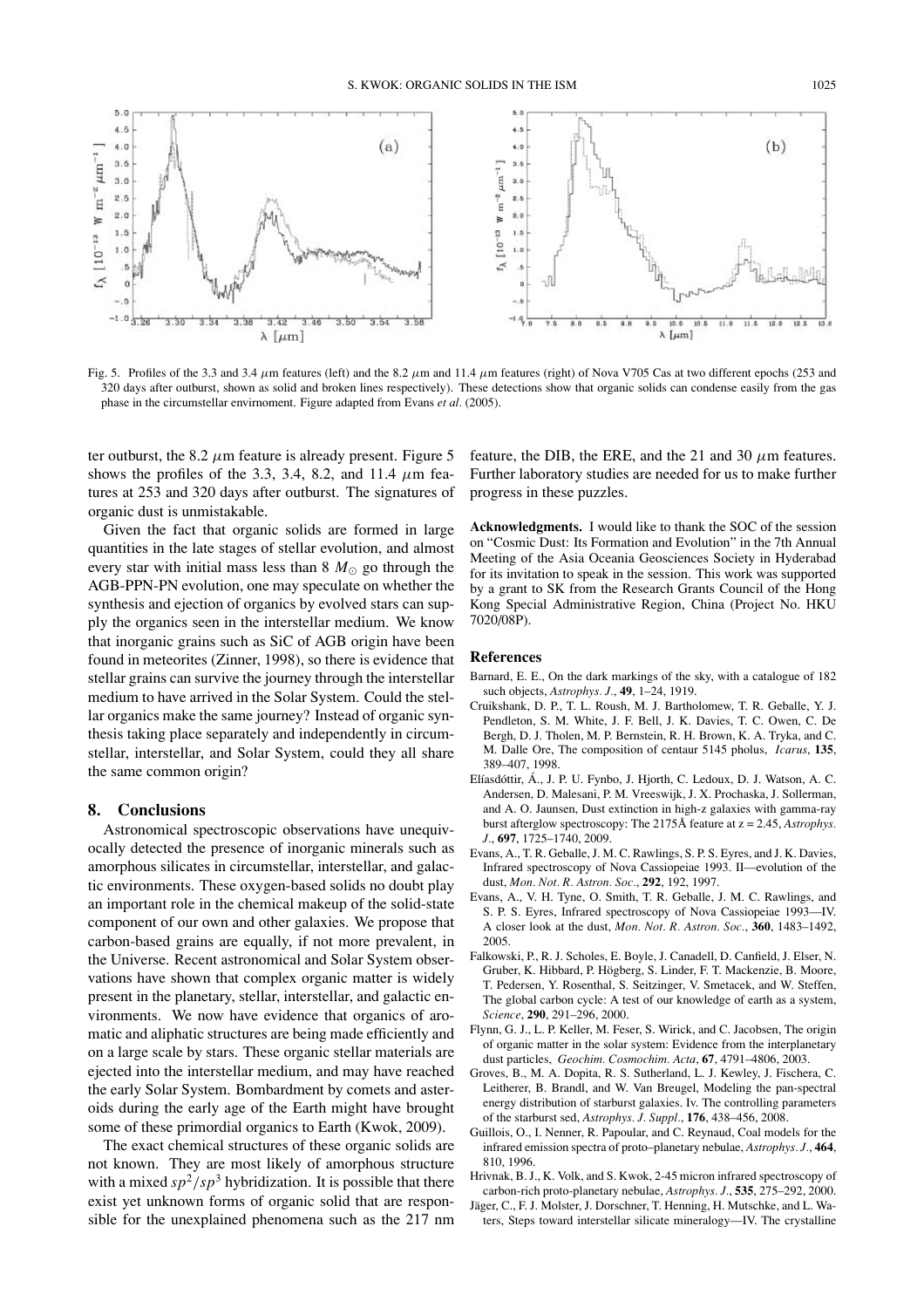Fig. 5. Profiles of the 3.3 and 3.4 $\mu$m features (left) and the 8.2 $\mu$m and 11.4 $\mu$m features (right) of Nova V705 Cas at two different epochs (253 and 320 days after outburst, shown as solid and broken lines respectively). These detections show that organic solids can condense easily from the gas phase in the circumstellar envirnoment. Figure adapted from Evans *et al*. (2005).

ter outburst, the 8.2 $\mu$m feature is already present. Figure 5 shows the profiles of the 3.3, 3.4, 8.2, and 11.4 $\mu$m features at 253 and 320 days after outburst. The signatures of organic dust is unmistakable.

Given the fact that organic solids are formed in large quantities in the late stages of stellar evolution, and almost every star with initial mass less than 8 $M_{\odot}$ go through the AGB-PPN-PN evolution, one may speculate on whether the synthesis and ejection of organics by evolved stars can supply the organics seen in the interstellar medium. We know that inorganic grains such as SiC of AGB origin have been found in meteorites (Zinner, 1998), so there is evidence that stellar grains can survive the journey through the interstellar medium to have arrived in the Solar System. Could the stellar organics make the same journey? Instead of organic synthesis taking place separately and independently in circumstellar, interstellar, and Solar System, could they all share the same common origin?

## 8. Conclusions

Astronomical spectroscopic observations have unequivocally detected the presence of inorganic minerals such as amorphous silicates in circumstellar, interstellar, and galactic environments. These oxygen-based solids no doubt play an important role in the chemical makeup of the solid-state component of our own and other galaxies. We propose that carbon-based grains are equally, if not more prevalent, in the Universe. Recent astronomical and Solar System observations have shown that complex organic matter is widely present in the planetary, stellar, interstellar, and galactic environments. We now have evidence that organics of aromatic and aliphatic structures are being made efficiently and on a large scale by stars. These organic stellar materials are ejected into the interstellar medium, and may have reached the early Solar System. Bombardment by comets and asteroids during the early age of the Earth might have brought some of these primordial organics to Earth (Kwok, 2009).

The exact chemical structures of these organic solids are not known. They are most likely of amorphous structure with a mixed $sp^2/sp^3$ hybridization. It is possible that there exist yet unknown forms of organic solid that are responsible for the unexplained phenomena such as the 217 nm feature, the DIB, the ERE, and the 21 and 30 $\mu$m features. Further laboratory studies are needed for us to make further progress in these puzzles.

**Acknowledgments.** I would like to thank the SOC of the session on "Cosmic Dust: Its Formation and Evolution" in the 7th Annual Meeting of the Asia Oceania Geosciences Society in Hyderabad for its invitation to speak in the session. This work was supported by a grant to SK from the Research Grants Council of the Hong Kong Special Administrative Region, China (Project No. HKU 7020/08P).

## References

Barnard, E. E., On the dark markings of the sky, with a catalogue of 182 such objects, *Astrophys. J.*, **49**, 1–24, 1919.

Cruikshank, D. P., T. L. Roush, M. J. Bartholomew, T. R. Geballe, Y. J. Pendleton, S. M. White, J. F. Bell, J. K. Davies, T. C. Owen, C. De Bergh, D. J. Tholen, M. P. Bernstein, R. H. Brown, K. A. Tryka, and C. M. Dalle Ore, The composition of centaur 5145 pholus, *Icarus*, **135**, 389–407, 1998.

Elíasdóttir, Á., J. P. U. Fynbo, J. Hjorth, C. Ledoux, D. J. Watson, A. C. Andersen, D. Malesani, P. M. Vreeswijk, J. X. Prochaska, J. Sollerman, and A. O. Jaunsen, Dust extinction in high-z galaxies with gamma-ray burst afterglow spectroscopy: The 2175Å feature at z = 2.45, *Astrophys. J.*, **697**, 1725–1740, 2009.

Evans, A., T. R. Geballe, J. M. C. Rawlings, S. P. S. Eyres, and J. K. Davies, Infrared spectroscopy of Nova Cassiopeiae 1993. II—evolution of the dust, *Mon. Not. R. Astron. Soc.*, **292**, 192, 1997.

Evans, A., V. H. Tyne, O. Smith, T. R. Geballe, J. M. C. Rawlings, and S. P. S. Eyres, Infrared spectroscopy of Nova Cassiopeiae 1993—IV. A closer look at the dust, *Mon. Not. R. Astron. Soc.*, **360**, 1483–1492, 2005.

Falkowski, P., R. J. Scholes, E. Boyle, J. Canadell, D. Canfield, J. Elser, N. Gruber, K. Hibbard, P. Högberg, S. Linder, F. T. Mackenzie, B. Moore, T. Pedersen, Y. Rosenthal, S. Seitzinger, V. Smetacek, and W. Steffen, The global carbon cycle: A test of our knowledge of earth as a system, *Science*, **290**, 291–296, 2000.

Flynn, G. J., L. P. Keller, M. Feser, S. Wirick, and C. Jacobsen, The origin of organic matter in the solar system: Evidence from the interplanetary dust particles, *Geochim. Cosmochim. Acta*, **67**, 4791–4806, 2003.

Groves, B., M. A. Dopita, R. S. Sutherland, L. J. Kewley, J. Fischera, C. Leitherer, B. Brandl, and W. Van Breugel, Modeling the pan-spectral energy distribution of starburst galaxies. Iv. The controlling parameters of the starburst sed, *Astrophys. J. Suppl.*, **176**, 438–456, 2008.

Guillois, O., I. Nenner, R. Papoular, and C. Reynaud, Coal models for the infrared emission spectra of proto–planetary nebulae, *Astrophys. J.*, **464**, 810, 1996.

Hrivnak, B. J., K. Volk, and S. Kwok, 2-45 micron infrared spectroscopy of carbon-rich proto-planetary nebulae, *Astrophys. J.*, **535**, 275–292, 2000.

Jäger, C., F. J. Molster, J. Dorschner, T. Henning, H. Mutschke, and L. Waters, Steps toward interstellar silicate mineralogy—IV. The crystalline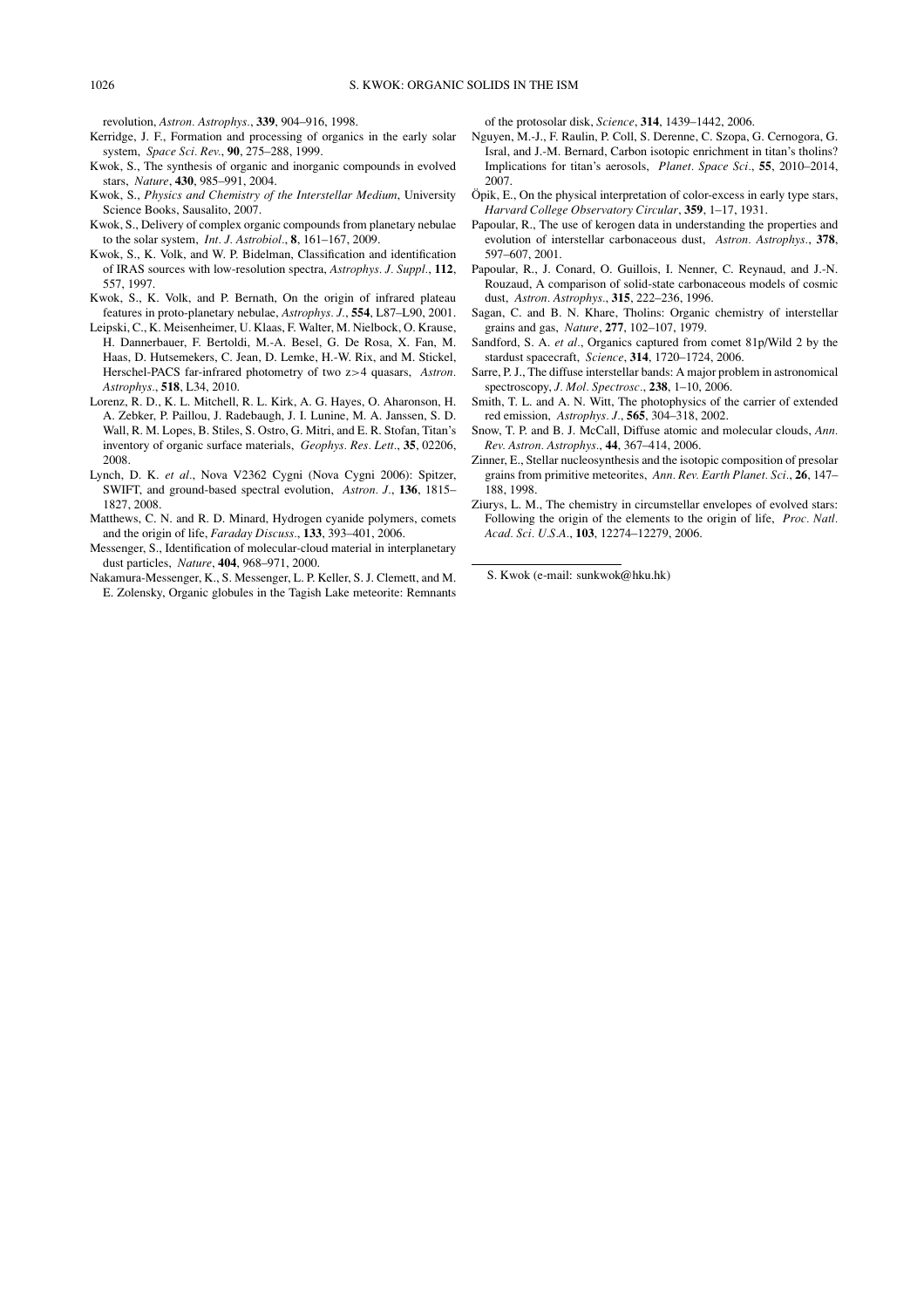revolution, *Astron. Astrophys.*, **339**, 904–916, 1998.

Kerridge, J. F., Formation and processing of organics in the early solar system, *Space Sci. Rev.*, **90**, 275–288, 1999.

Kwok, S., The synthesis of organic and inorganic compounds in evolved stars, *Nature*, **430**, 985–991, 2004.

Kwok, S., *Physics and Chemistry of the Interstellar Medium*, University Science Books, Sausalito, 2007.

Kwok, S., Delivery of complex organic compounds from planetary nebulae to the solar system, *Int. J. Astrobiol.*, **8**, 161–167, 2009.

Kwok, S., K. Volk, and W. P. Bidelman, Classification and identification of IRAS sources with low-resolution spectra, *Astrophys. J. Suppl.*, **112**, 557, 1997.

Kwok, S., K. Volk, and P. Bernath, On the origin of infrared plateau features in proto-planetary nebulae, *Astrophys. J.*, **554**, L87–L90, 2001.

Leipski, C., K. Meisenheimer, U. Klaas, F. Walter, M. Nielbock, O. Krause, H. Dannerbauer, F. Bertoldi, M.-A. Besel, G. De Rosa, X. Fan, M. Haas, D. Hutsemekers, C. Jean, D. Lemke, H.-W. Rix, and M. Stickel, Herschel-PACS far-infrared photometry of two z>4 quasars, *Astron. Astrophys.*, **518**, L34, 2010.

Lorenz, R. D., K. L. Mitchell, R. L. Kirk, A. G. Hayes, O. Aharonson, H. A. Zebker, P. Paillou, J. Radebaugh, J. I. Lunine, M. A. Janssen, S. D. Wall, R. M. Lopes, B. Stiles, S. Ostro, G. Mitri, and E. R. Stofan, Titan's inventory of organic surface materials, *Geophys. Res. Lett.*, **35**, 02206, 2008.

Lynch, D. K. *et al.*, Nova V2362 Cygni (Nova Cygni 2006): Spitzer, SWIFT, and ground-based spectral evolution, *Astron. J.*, **136**, 1815–1827, 2008.

Matthews, C. N. and R. D. Minard, Hydrogen cyanide polymers, comets and the origin of life, *Faraday Discuss.*, **133**, 393–401, 2006.

Messenger, S., Identification of molecular-cloud material in interplanetary dust particles, *Nature*, **404**, 968–971, 2000.

Nakamura-Messenger, K., S. Messenger, L. P. Keller, S. J. Clemett, and M. E. Zolensky, Organic globules in the Tagish Lake meteorite: Remnants of the protosolar disk, *Science*, **314**, 1439–1442, 2006.

Nguyen, M.-J., F. Raulin, P. Coll, S. Derenne, C. Szopa, G. Cernogora, G. Isral, and J.-M. Bernard, Carbon isotopic enrichment in titan's tholins? Implications for titan's aerosols, *Planet. Space Sci.*, **55**, 2010–2014, 2007.

Öpik, E., On the physical interpretation of color-excess in early type stars, *Harvard College Observatory Circular*, **359**, 1–17, 1931.

Papoular, R., The use of kerogen data in understanding the properties and evolution of interstellar carbonaceous dust, *Astron. Astrophys.*, **378**, 597–607, 2001.

Papoular, R., J. Conard, O. Guillois, I. Nenner, C. Reynaud, and J.-N. Rouzaud, A comparison of solid-state carbonaceous models of cosmic dust, *Astron. Astrophys.*, **315**, 222–236, 1996.

Sagan, C. and B. N. Khare, Tholins: Organic chemistry of interstellar grains and gas, *Nature*, **277**, 102–107, 1979.

Sandford, S. A. *et al.*, Organics captured from comet 81p/Wild 2 by the stardust spacecraft, *Science*, **314**, 1720–1724, 2006.

Sarre, P. J., The diffuse interstellar bands: A major problem in astronomical spectroscopy, *J. Mol. Spectrosc.*, **238**, 1–10, 2006.

Smith, T. L. and A. N. Witt, The photophysics of the carrier of extended red emission, *Astrophys. J.*, **565**, 304–318, 2002.

Snow, T. P. and B. J. McCall, Diffuse atomic and molecular clouds, *Ann. Rev. Astron. Astrophys.*, **44**, 367–414, 2006.

Zinner, E., Stellar nucleosynthesis and the isotopic composition of presolar grains from primitive meteorites, *Ann. Rev. Earth Planet. Sci.*, **26**, 147–188, 1998.

Ziurys, L. M., The chemistry in circumstellar envelopes of evolved stars: Following the origin of the elements to the origin of life, *Proc. Natl. Acad. Sci. U.S.A.*, **103**, 12274–12279, 2006.

---

S. Kwok (e-mail: sunkwok@hku.hk)